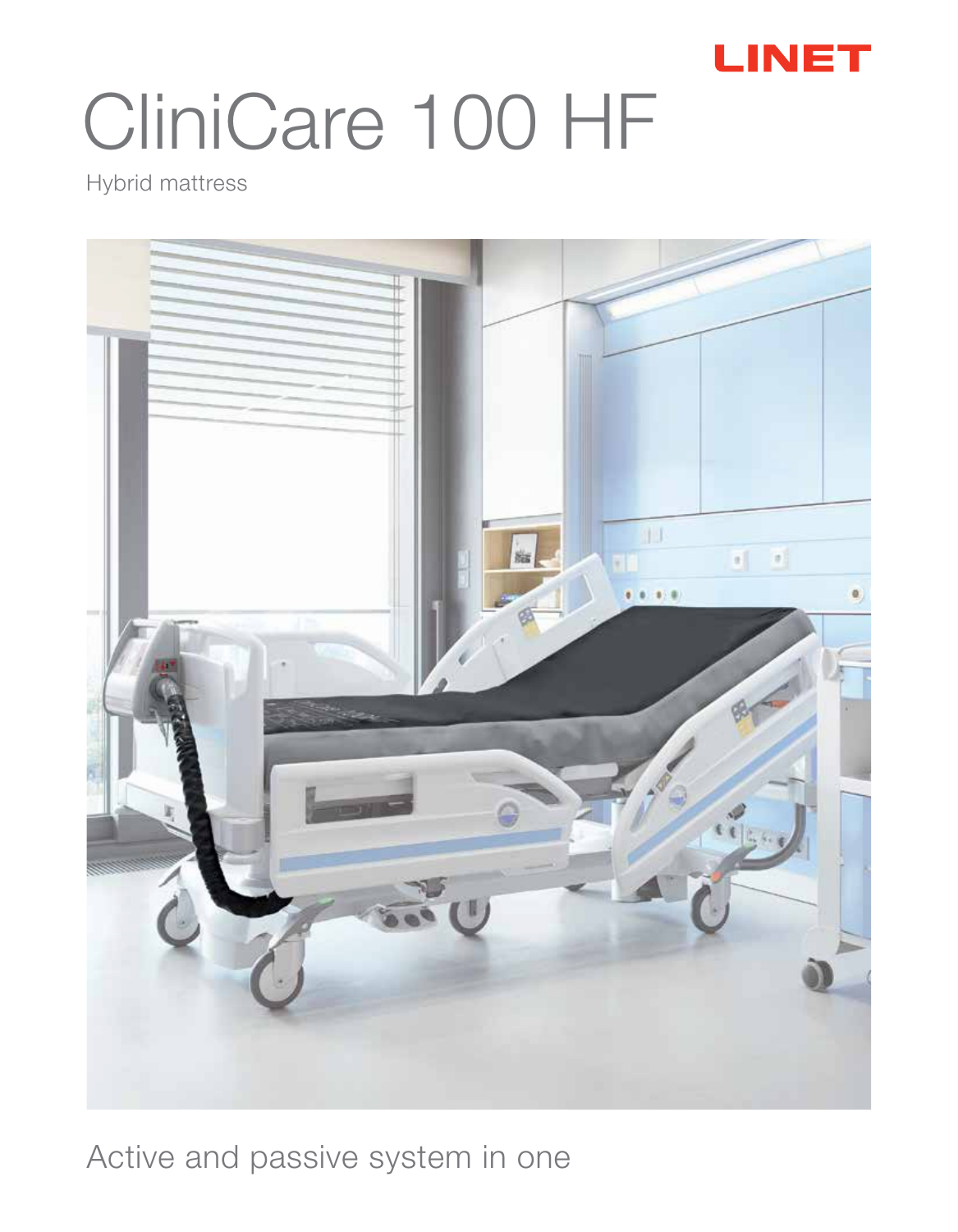LINET

# CliniCare 100 HF

Hybrid mattress

Active and passive system in one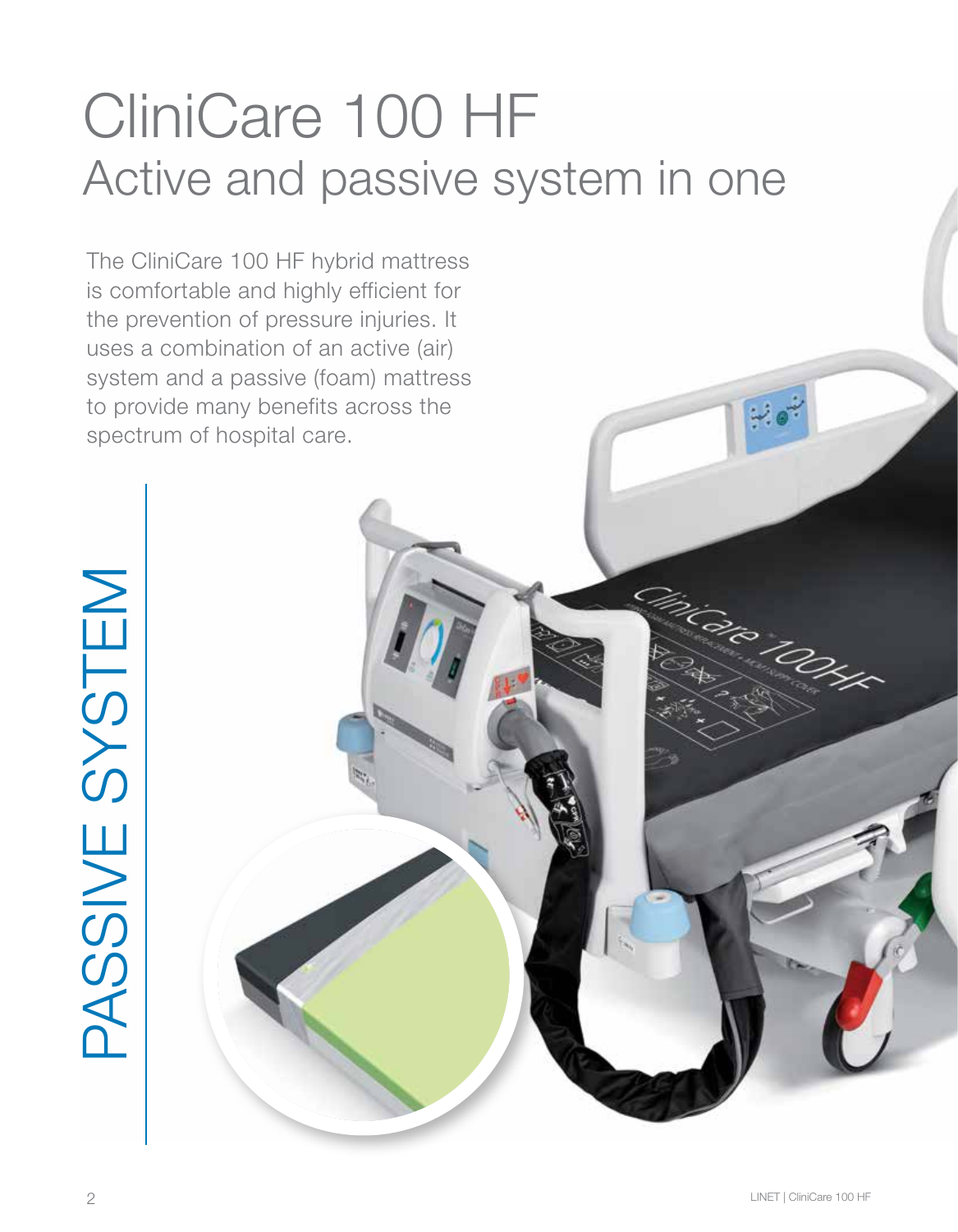# CliniCare 100 HF

## Active and passive system in one

The CliniCare 100 HF hybrid mattress is comfortable and highly efficient for the prevention of pressure injuries. It uses a combination of an active (air) system and a passive (foam) mattress to provide many benefits across the spectrum of hospital care.

PASSIVE SYSTEM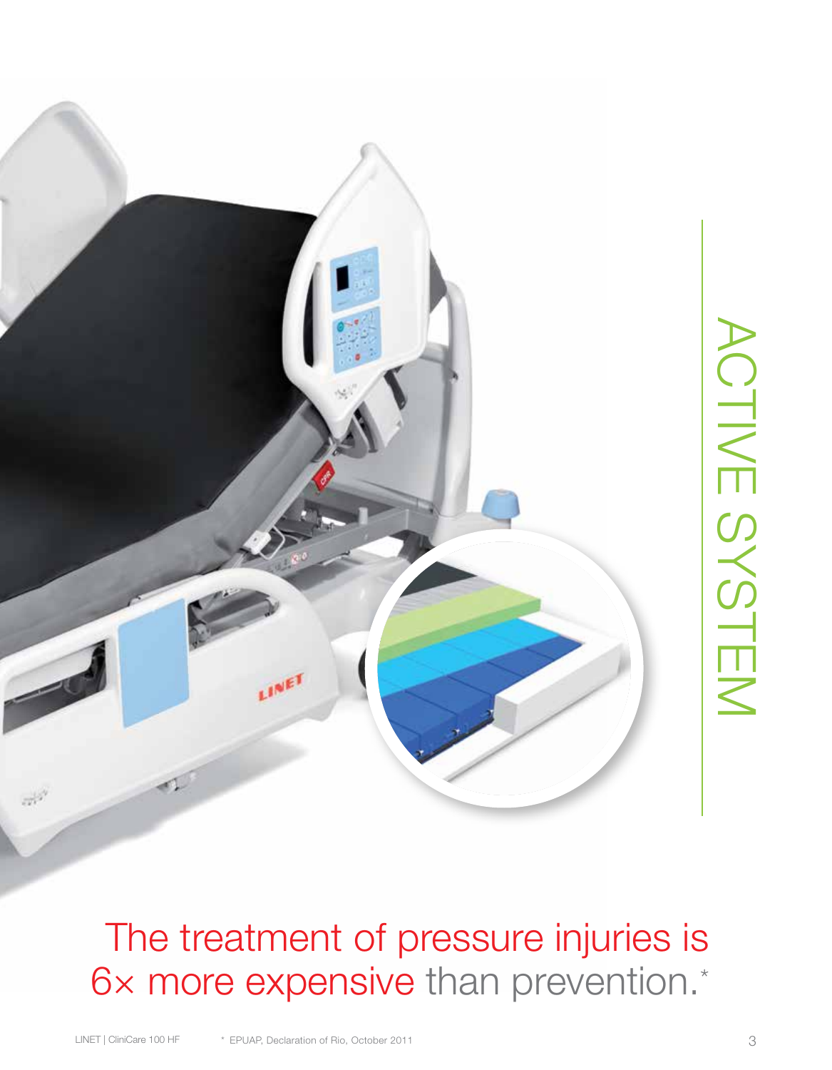# ACTIVE SYSTEM

The treatment of pressure injuries is 6× more expensive than prevention.*

\* EPUAP, Declaration of Rio, October 2011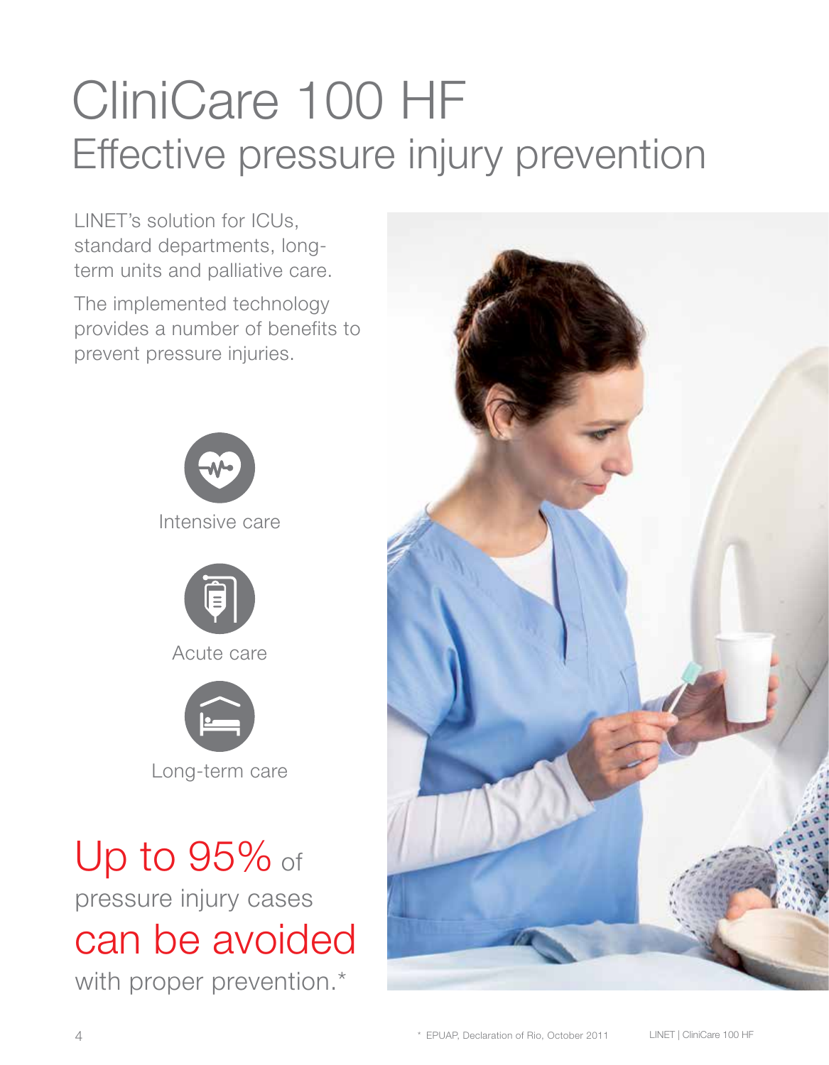# CliniCare 100 HF
## Effective pressure injury prevention

LINET's solution for ICUs, standard departments, long-term units and palliative care.

The implemented technology provides a number of benefits to prevent pressure injuries.

Intensive care

Acute care

Long-term care

Up to 95% of pressure injury cases can be avoided with proper prevention.*

\* EPUAP, Declaration of Rio, October 2011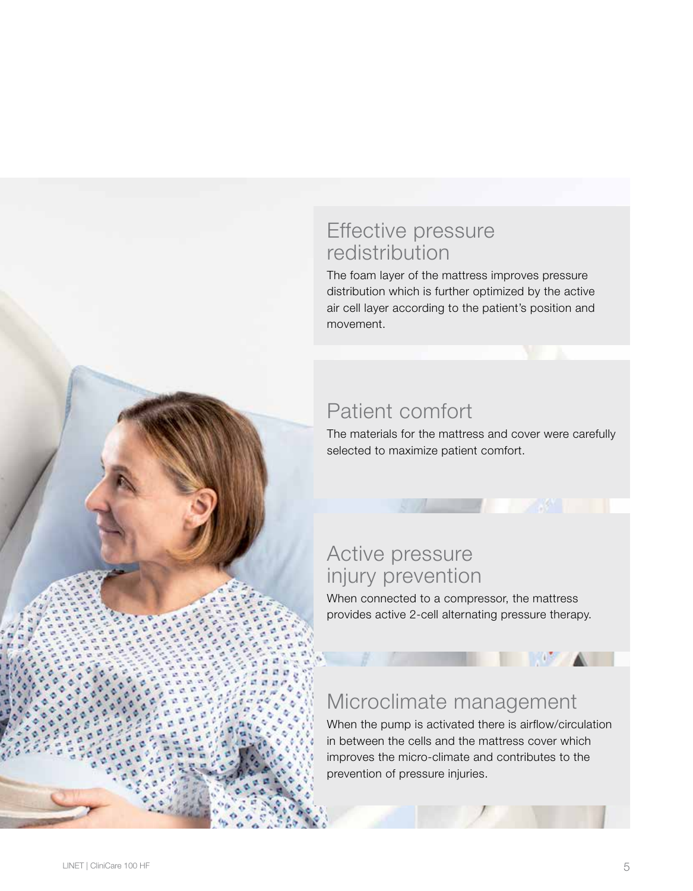## Effective pressure redistribution

The foam layer of the mattress improves pressure distribution which is further optimized by the active air cell layer according to the patient's position and movement.

## Patient comfort

The materials for the mattress and cover were carefully selected to maximize patient comfort.

## Active pressure injury prevention

When connected to a compressor, the mattress provides active 2-cell alternating pressure therapy.

## Microclimate management

When the pump is activated there is airflow/circulation in between the cells and the mattress cover which improves the micro-climate and contributes to the prevention of pressure injuries.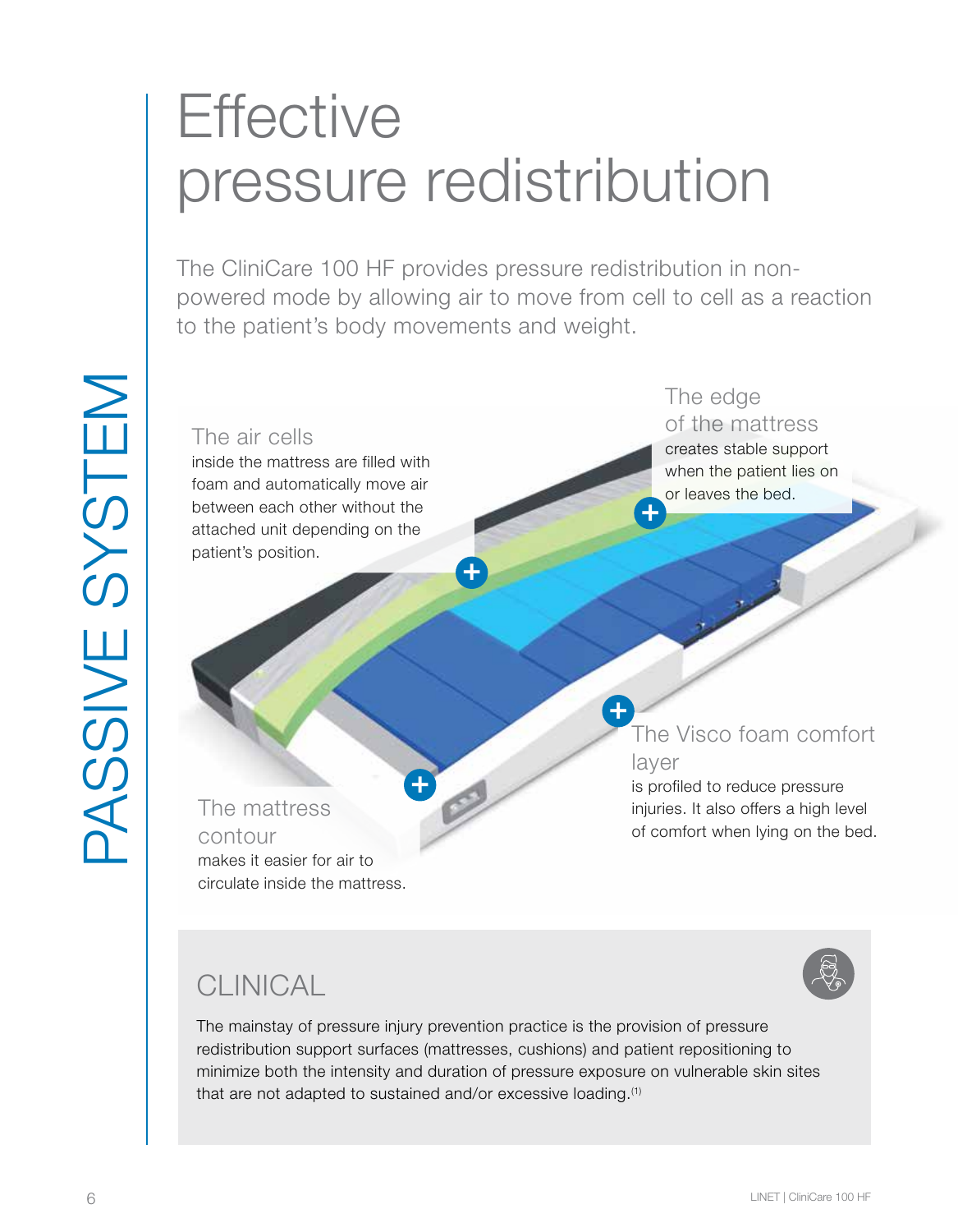# Effective pressure redistribution

PASSIVE SYSTEM

The CliniCare 100 HF provides pressure redistribution in non-powered mode by allowing air to move from cell to cell as a reaction to the patient's body movements and weight.

### The air cells

inside the mattress are filled with foam and automatically move air between each other without the attached unit depending on the patient's position.

### The edge of the mattress

creates stable support when the patient lies on or leaves the bed.

### The mattress contour

makes it easier for air to circulate inside the mattress.

### The Visco foam comfort layer

is profiled to reduce pressure injuries. It also offers a high level of comfort when lying on the bed.

## CLINICAL

The mainstay of pressure injury prevention practice is the provision of pressure redistribution support surfaces (mattresses, cushions) and patient repositioning to minimize both the intensity and duration of pressure exposure on vulnerable skin sites that are not adapted to sustained and/or excessive loading.[1]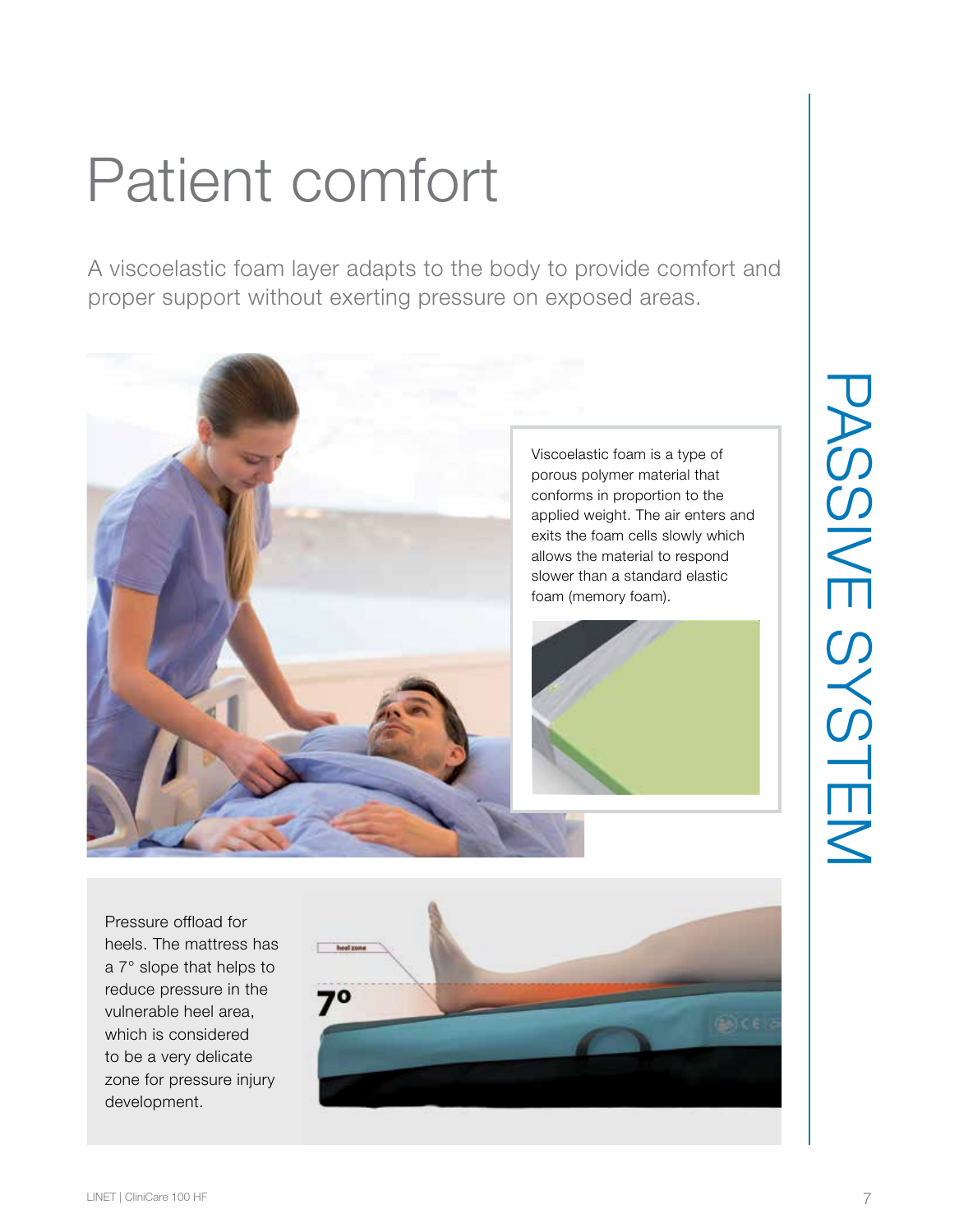# Patient comfort

A viscoelastic foam layer adapts to the body to provide comfort and proper support without exerting pressure on exposed areas.

Viscoelastic foam is a type of porous polymer material that conforms in proportion to the applied weight. The air enters and exits the foam cells slowly which allows the material to respond slower than a standard elastic foam (memory foam).

Pressure offload for heels. The mattress has a 7° slope that helps to reduce pressure in the vulnerable heel area, which is considered to be a very delicate zone for pressure injury development.

heel zone

7°

PASSIVE SYSTEM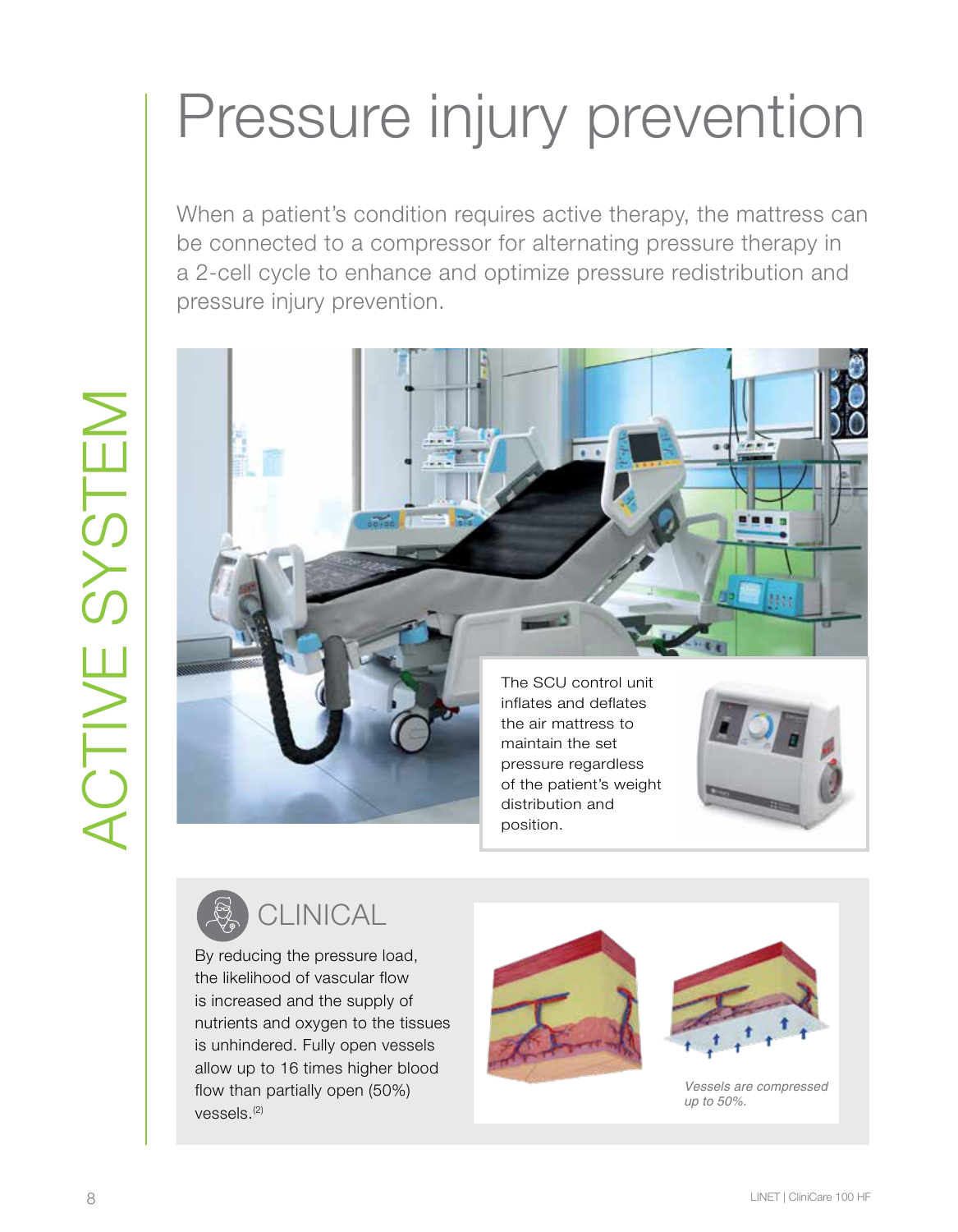# Pressure injury prevention

When a patient's condition requires active therapy, the mattress can be connected to a compressor for alternating pressure therapy in a 2-cell cycle to enhance and optimize pressure redistribution and pressure injury prevention.

ACTIVE SYSTEM

The SCU control unit inflates and deflates the air mattress to maintain the set pressure regardless of the patient's weight distribution and position.

## CLINICAL

By reducing the pressure load, the likelihood of vascular flow is increased and the supply of nutrients and oxygen to the tissues is unhindered. Fully open vessels allow up to 16 times higher blood flow than partially open (50%) vessels.[2]

*Vessels are compressed up to 50%.*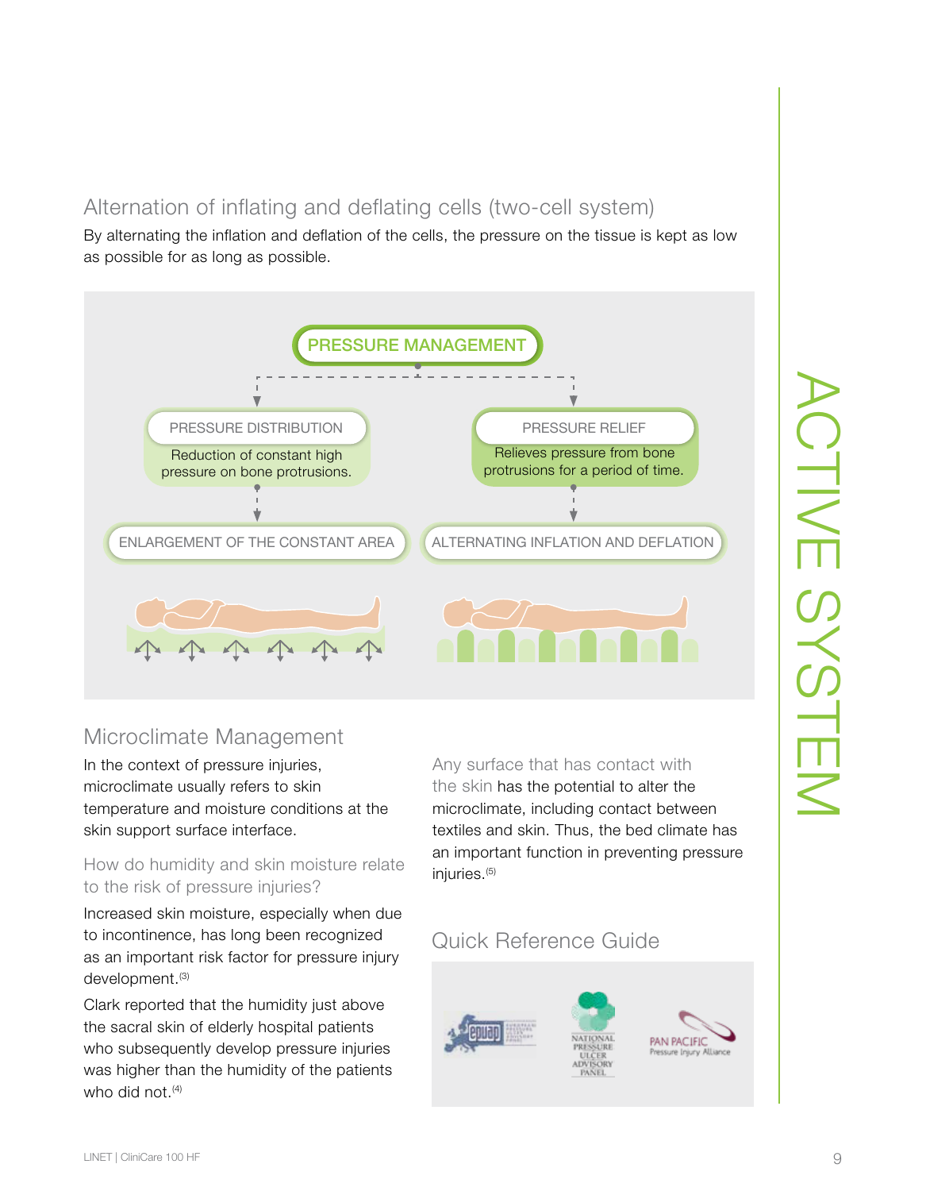## Alternation of inflating and deflating cells (two-cell system)

By alternating the inflation and deflation of the cells, the pressure on the tissue is kept as low as possible for as long as possible.

PRESSURE MANAGEMENT

PRESSURE DISTRIBUTION

Reduction of constant high pressure on bone protrusions.

ENLARGEMENT OF THE CONSTANT AREA

PRESSURE RELIEF

Relieves pressure from bone protrusions for a period of time.

ALTERNATING INFLATION AND DEFLATION

## Microclimate Management

In the context of pressure injuries, microclimate usually refers to skin temperature and moisture conditions at the skin support surface interface.

### How do humidity and skin moisture relate to the risk of pressure injuries?

Increased skin moisture, especially when due to incontinence, has long been recognized as an important risk factor for pressure injury development.[3]

Clark reported that the humidity just above the sacral skin of elderly hospital patients who subsequently develop pressure injuries was higher than the humidity of the patients who did not.[4]

Any surface that has contact with the skin has the potential to alter the microclimate, including contact between textiles and skin. Thus, the bed climate has an important function in preventing pressure injuries.[5]

## Quick Reference Guide

epuap

NATIONAL PRESSURE ULCER ADVISORY PANEL

PAN PACIFIC Pressure Injury Alliance

ACTIVE SYSTEM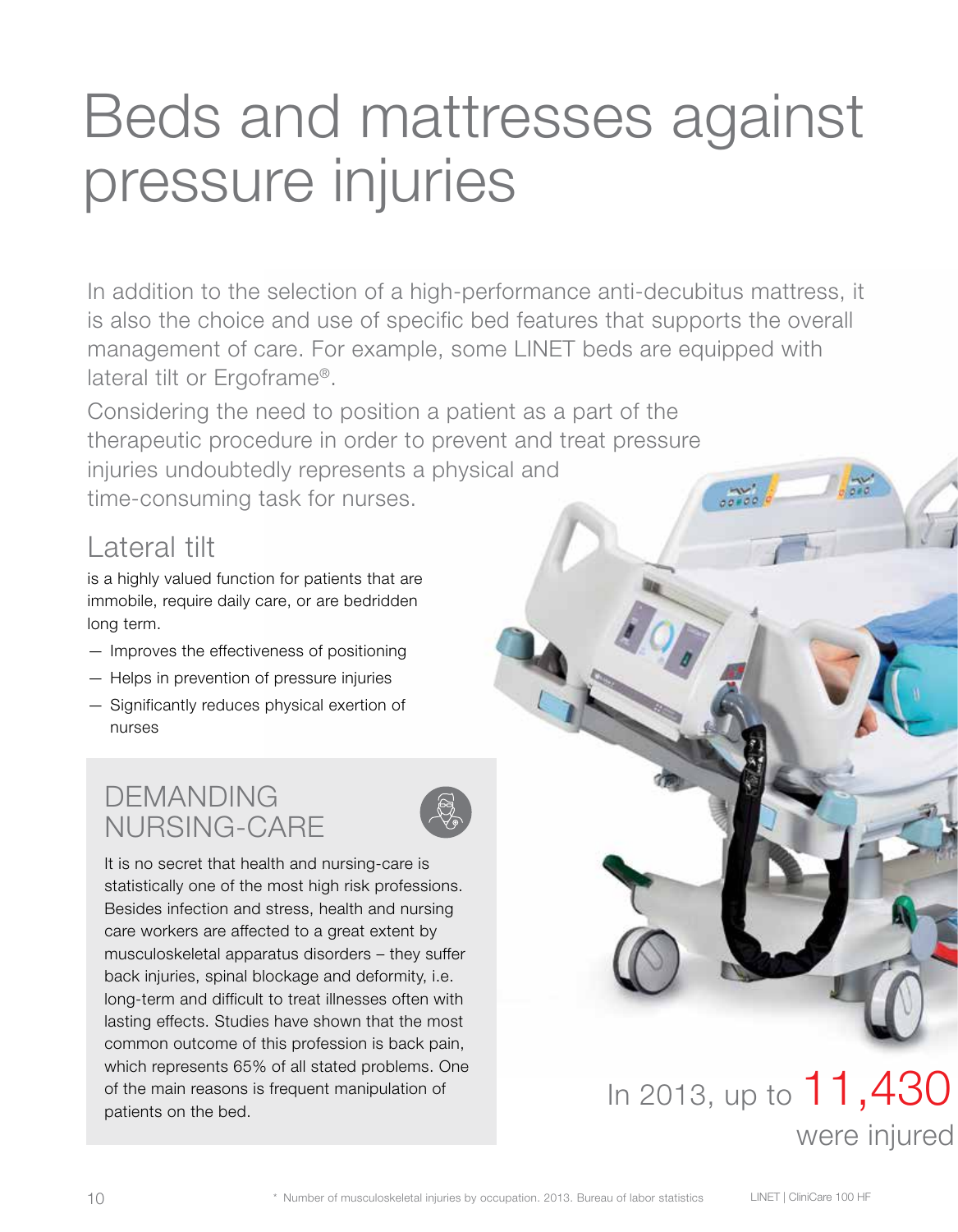# Beds and mattresses against pressure injuries

In addition to the selection of a high-performance anti-decubitus mattress, it is also the choice and use of specific bed features that supports the overall management of care. For example, some LINET beds are equipped with lateral tilt or Ergoframe®.

Considering the need to position a patient as a part of the therapeutic procedure in order to prevent and treat pressure injuries undoubtedly represents a physical and time-consuming task for nurses.

## Lateral tilt

is a highly valued function for patients that are immobile, require daily care, or are bedridden long term.

- Improves the effectiveness of positioning
- Helps in prevention of pressure injuries
- Significantly reduces physical exertion of nurses

### DEMANDING NURSING-CARE

It is no secret that health and nursing-care is statistically one of the most high risk professions. Besides infection and stress, health and nursing care workers are affected to a great extent by musculoskeletal apparatus disorders – they suffer back injuries, spinal blockage and deformity, i.e. long-term and difficult to treat illnesses often with lasting effects. Studies have shown that the most common outcome of this profession is back pain, which represents 65% of all stated problems. One of the main reasons is frequent manipulation of patients on the bed.

In 2013, up to 11,430 were injured

* Number of musculoskeletal injuries by occupation. 2013. Bureau of labor statistics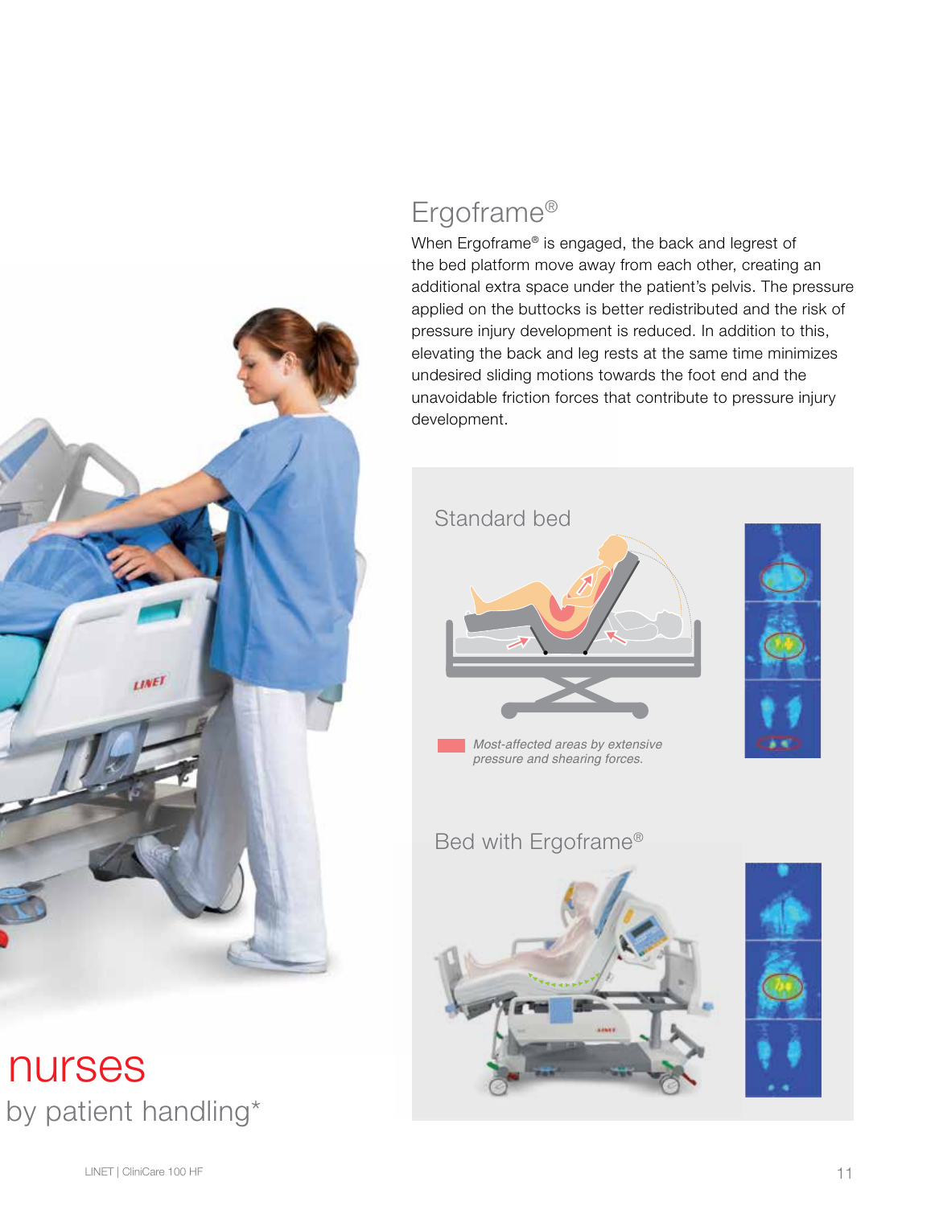nurses

by patient handling*

## Ergoframe®

When Ergoframe® is engaged, the back and legrest of the bed platform move away from each other, creating an additional extra space under the patient's pelvis. The pressure applied on the buttocks is better redistributed and the risk of pressure injury development is reduced. In addition to this, elevating the back and leg rests at the same time minimizes undesired sliding motions towards the foot end and the unavoidable friction forces that contribute to pressure injury development.

Standard bed

*Most-affected areas by extensive pressure and shearing forces.*

Bed with Ergoframe®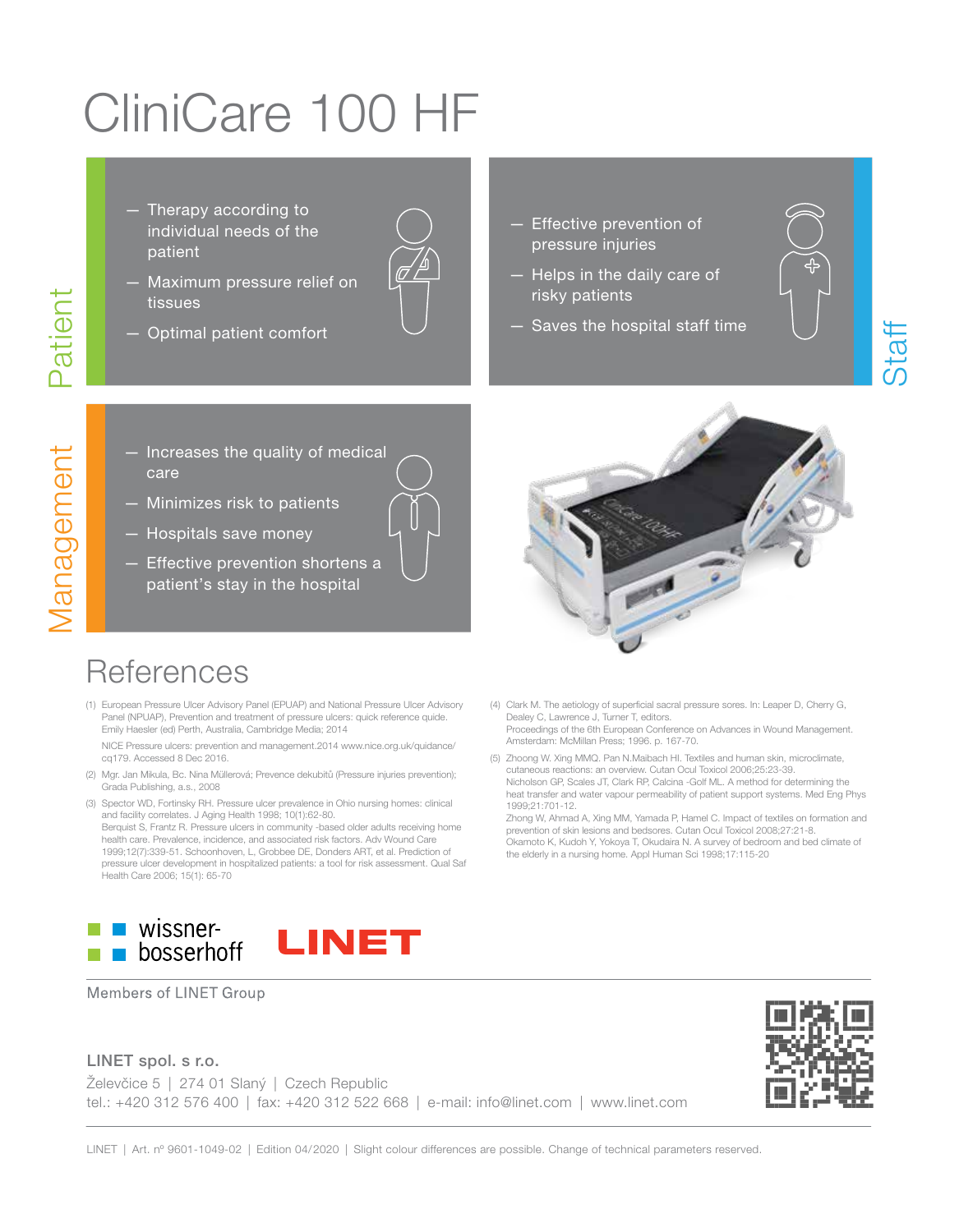# CliniCare 100 HF

## Patient

- Therapy according to individual needs of the patient
- Maximum pressure relief on tissues
- Optimal patient comfort

## Staff

- Effective prevention of pressure injuries
- Helps in the daily care of risky patients
- Saves the hospital staff time

## Management

- Increases the quality of medical care
- Minimizes risk to patients
- Hospitals save money
- Effective prevention shortens a patient's stay in the hospital

## References

(1) European Pressure Ulcer Advisory Panel (EPUAP) and National Pressure Ulcer Advisory Panel (NPUAP), Prevention and treatment of pressure ulcers: quick reference quide. Emily Haesler (ed) Perth, Australia, Cambridge Media; 2014

NICE Pressure ulcers: prevention and management.2014 www.nice.org.uk/quidance/cq179. Accessed 8 Dec 2016.

(2) Mgr. Jan Mikula, Bc. Nina Müllerová; Prevence dekubitů (Pressure injuries prevention); Grada Publishing, a.s., 2008

(3) Spector WD, Fortinsky RH. Pressure ulcer prevalence in Ohio nursing homes: clinical and facility correlates. J Aging Health 1998; 10(1):62-80.
Berquist S, Frantz R. Pressure ulcers in community -based older adults receiving home health care. Prevalence, incidence, and associated risk factors. Adv Wound Care 1999;12(7):339-51. Schoonhoven, L, Grobbee DE, Donders ART, et al. Prediction of pressure ulcer development in hospitalized patients: a tool for risk assessment. Qual Saf Health Care 2006; 15(1): 65-70

(4) Clark M. The aetiology of superficial sacral pressure sores. In: Leaper D, Cherry G, Dealey C, Lawrence J, Turner T, editors.
Proceedings of the 6th European Conference on Advances in Wound Management. Amsterdam: McMillan Press; 1996. p. 167-70.

(5) Zhoong W. Xing MMQ. Pan N.Maibach HI. Textiles and human skin, microclimate, cutaneous reactions: an overview. Cutan Ocul Toxicol 2006;25:23-39.
Nicholson GP, Scales JT, Clark RP, Calcina -Golf ML. A method for determining the heat transfer and water vapour permeability of patient support systems. Med Eng Phys 1999;21:701-12.
Zhong W, Ahmad A, Xing MM, Yamada P, Hamel C. Impact of textiles on formation and prevention of skin lesions and bedsores. Cutan Ocul Toxicol 2008;27:21-8.
Okamoto K, Kudoh Y, Yokoya T, Okudaira N. A survey of bedroom and bed climate of the elderly in a nursing home. Appl Human Sci 1998;17:115-20

wissner-bosserhoff LINET

Members of LINET Group

**LINET spol. s r.o.**
Želevčice 5 | 274 01 Slaný | Czech Republic
tel.: +420 312 576 400 | fax: +420 312 522 668 | e-mail: info@linet.com | www.linet.com

LINET | Art. nº 9601-1049-02 | Edition 04/2020 | Slight colour differences are possible. Change of technical parameters reserved.